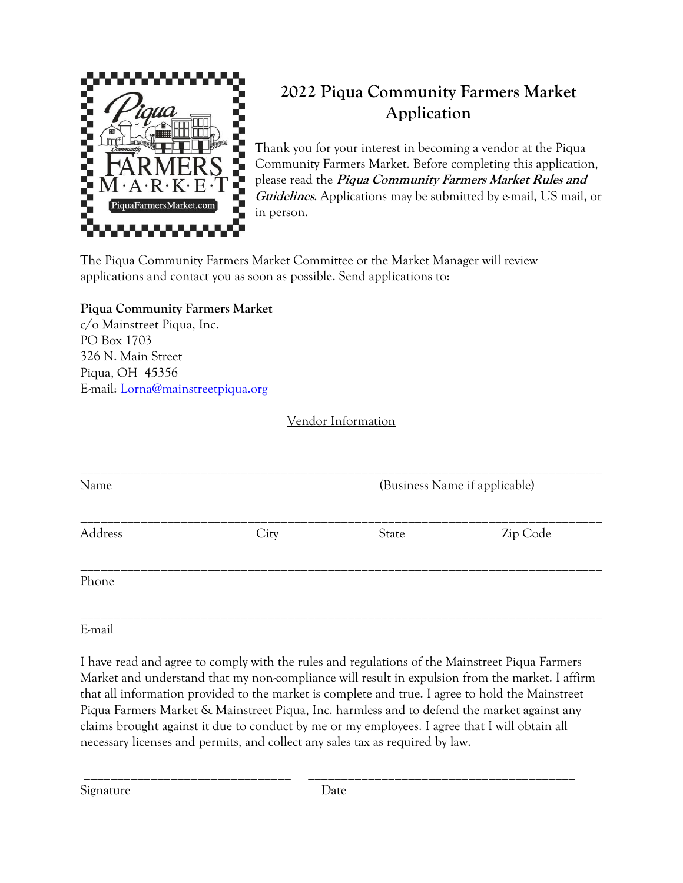# 2022 Piqua Community Farmers Market Application

Thank you for your interest in becoming a vendor at the Piqua Community Farmers Market. Before completing this application, please read the ***Piqua Community Farmers Market Rules and Guidelines***. Applications may be submitted by e-mail, US mail, or in person.

The Piqua Community Farmers Market Committee or the Market Manager will review applications and contact you as soon as possible. Send applications to:

**Piqua Community Farmers Market**
c/o Mainstreet Piqua, Inc.
PO Box 1703
326 N. Main Street
Piqua, OH 45356
E-mail: Lorna@mainstreetpiqua.org

## Vendor Information

_______________________________________________________________________________

Name (Business Name if applicable)

_______________________________________________________________________________

Address City State Zip Code

_______________________________________________________________________________

Phone

_______________________________________________________________________________

E-mail

I have read and agree to comply with the rules and regulations of the Mainstreet Piqua Farmers Market and understand that my non-compliance will result in expulsion from the market. I affirm that all information provided to the market is complete and true. I agree to hold the Mainstreet Piqua Farmers Market & Mainstreet Piqua, Inc. harmless and to defend the market against any claims brought against it due to conduct by me or my employees. I agree that I will obtain all necessary licenses and permits, and collect any sales tax as required by law.

_______________________________ _______________________________________

Signature Date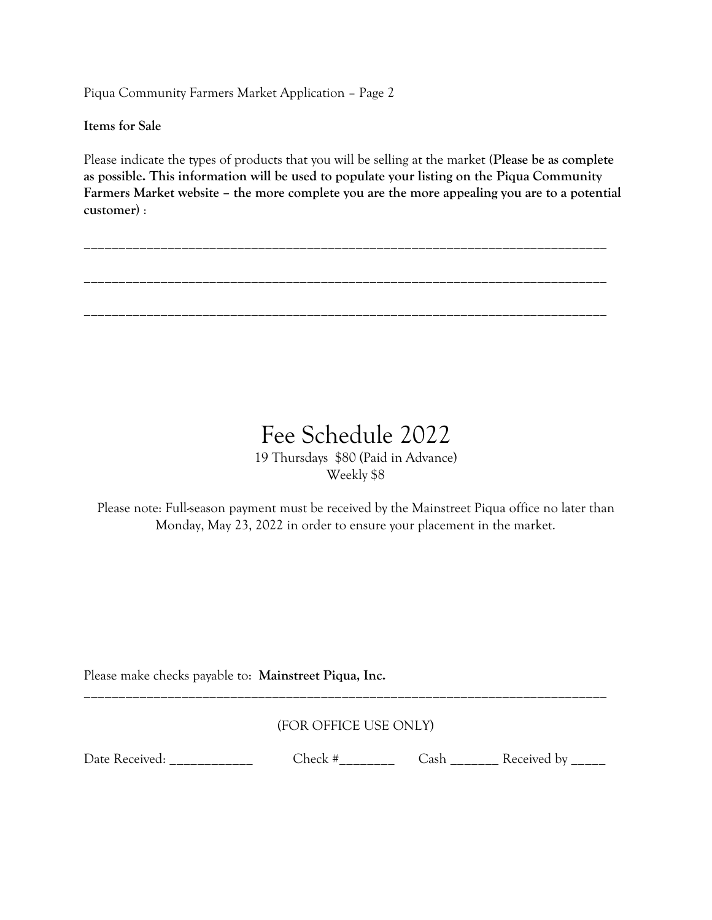Piqua Community Farmers Market Application – Page 2

**Items for Sale**

Please indicate the types of products that you will be selling at the market **(Please be as complete as possible. This information will be used to populate your listing on the Piqua Community Farmers Market website – the more complete you are the more appealing you are to a potential customer)** :

______________________________________________________________________________

______________________________________________________________________________

______________________________________________________________________________

# Fee Schedule 2022

19 Thursdays $80 (Paid in Advance)
Weekly $8

Please note: Full-season payment must be received by the Mainstreet Piqua office no later than Monday, May 23, 2022 in order to ensure your placement in the market.

Please make checks payable to: **Mainstreet Piqua, Inc.**

______________________________________________________________________________

(FOR OFFICE USE ONLY)

Date Received: ____________ Check #________ Cash _______ Received by _____